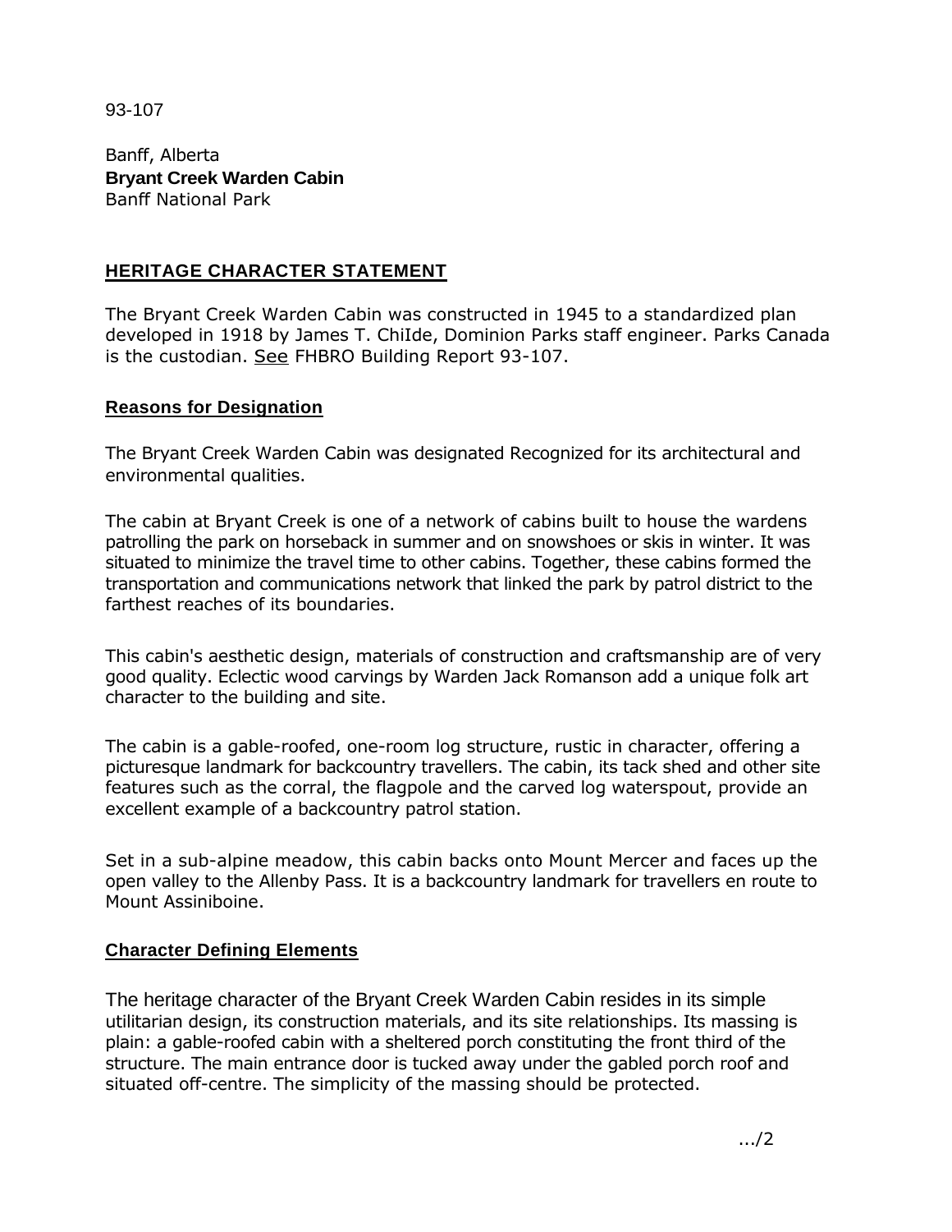93-107

Banff, Alberta
**Bryant Creek Warden Cabin**
Banff National Park

## HERITAGE CHARACTER STATEMENT

The Bryant Creek Warden Cabin was constructed in 1945 to a standardized plan developed in 1918 by James T. ChiIde, Dominion Parks staff engineer. Parks Canada is the custodian. See FHBRO Building Report 93-107.

### Reasons for Designation

The Bryant Creek Warden Cabin was designated Recognized for its architectural and environmental qualities.

The cabin at Bryant Creek is one of a network of cabins built to house the wardens patrolling the park on horseback in summer and on snowshoes or skis in winter. It was situated to minimize the travel time to other cabins. Together, these cabins formed the transportation and communications network that linked the park by patrol district to the farthest reaches of its boundaries.

This cabin's aesthetic design, materials of construction and craftsmanship are of very good quality. Eclectic wood carvings by Warden Jack Romanson add a unique folk art character to the building and site.

The cabin is a gable-roofed, one-room log structure, rustic in character, offering a picturesque landmark for backcountry travellers. The cabin, its tack shed and other site features such as the corral, the flagpole and the carved log waterspout, provide an excellent example of a backcountry patrol station.

Set in a sub-alpine meadow, this cabin backs onto Mount Mercer and faces up the open valley to the Allenby Pass. It is a backcountry landmark for travellers en route to Mount Assiniboine.

### Character Defining Elements

The heritage character of the Bryant Creek Warden Cabin resides in its simple utilitarian design, its construction materials, and its site relationships. Its massing is plain: a gable-roofed cabin with a sheltered porch constituting the front third of the structure. The main entrance door is tucked away under the gabled porch roof and situated off-centre. The simplicity of the massing should be protected.

.../2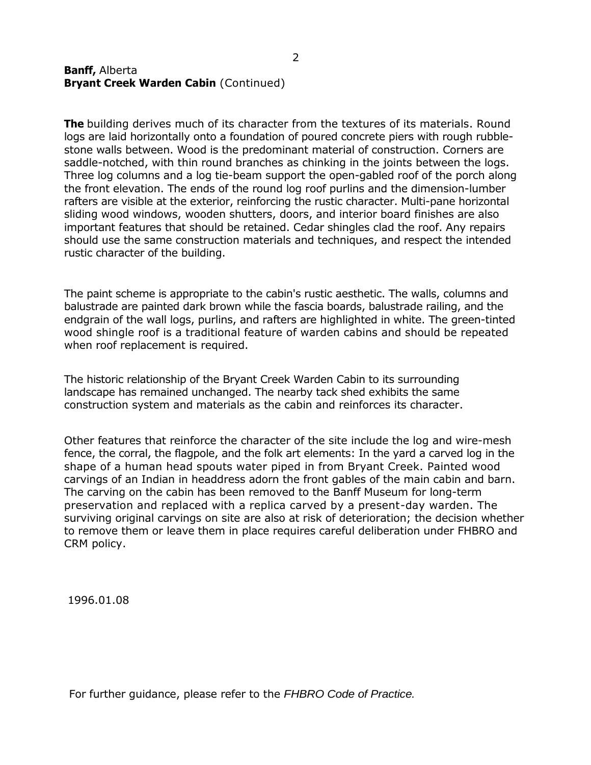**Banff,** Alberta
**Bryant Creek Warden Cabin** (Continued)

**The** building derives much of its character from the textures of its materials. Round logs are laid horizontally onto a foundation of poured concrete piers with rough rubble-stone walls between. Wood is the predominant material of construction. Corners are saddle-notched, with thin round branches as chinking in the joints between the logs. Three log columns and a log tie-beam support the open-gabled roof of the porch along the front elevation. The ends of the round log roof purlins and the dimension-lumber rafters are visible at the exterior, reinforcing the rustic character. Multi-pane horizontal sliding wood windows, wooden shutters, doors, and interior board finishes are also important features that should be retained. Cedar shingles clad the roof. Any repairs should use the same construction materials and techniques, and respect the intended rustic character of the building.

The paint scheme is appropriate to the cabin's rustic aesthetic. The walls, columns and balustrade are painted dark brown while the fascia boards, balustrade railing, and the endgrain of the wall logs, purlins, and rafters are highlighted in white. The green-tinted wood shingle roof is a traditional feature of warden cabins and should be repeated when roof replacement is required.

The historic relationship of the Bryant Creek Warden Cabin to its surrounding landscape has remained unchanged. The nearby tack shed exhibits the same construction system and materials as the cabin and reinforces its character.

Other features that reinforce the character of the site include the log and wire-mesh fence, the corral, the flagpole, and the folk art elements: In the yard a carved log in the shape of a human head spouts water piped in from Bryant Creek. Painted wood carvings of an Indian in headdress adorn the front gables of the main cabin and barn. The carving on the cabin has been removed to the Banff Museum for long-term preservation and replaced with a replica carved by a present-day warden. The surviving original carvings on site are also at risk of deterioration; the decision whether to remove them or leave them in place requires careful deliberation under FHBRO and CRM policy.

1996.01.08

For further guidance, please refer to the *FHBRO Code of Practice.*